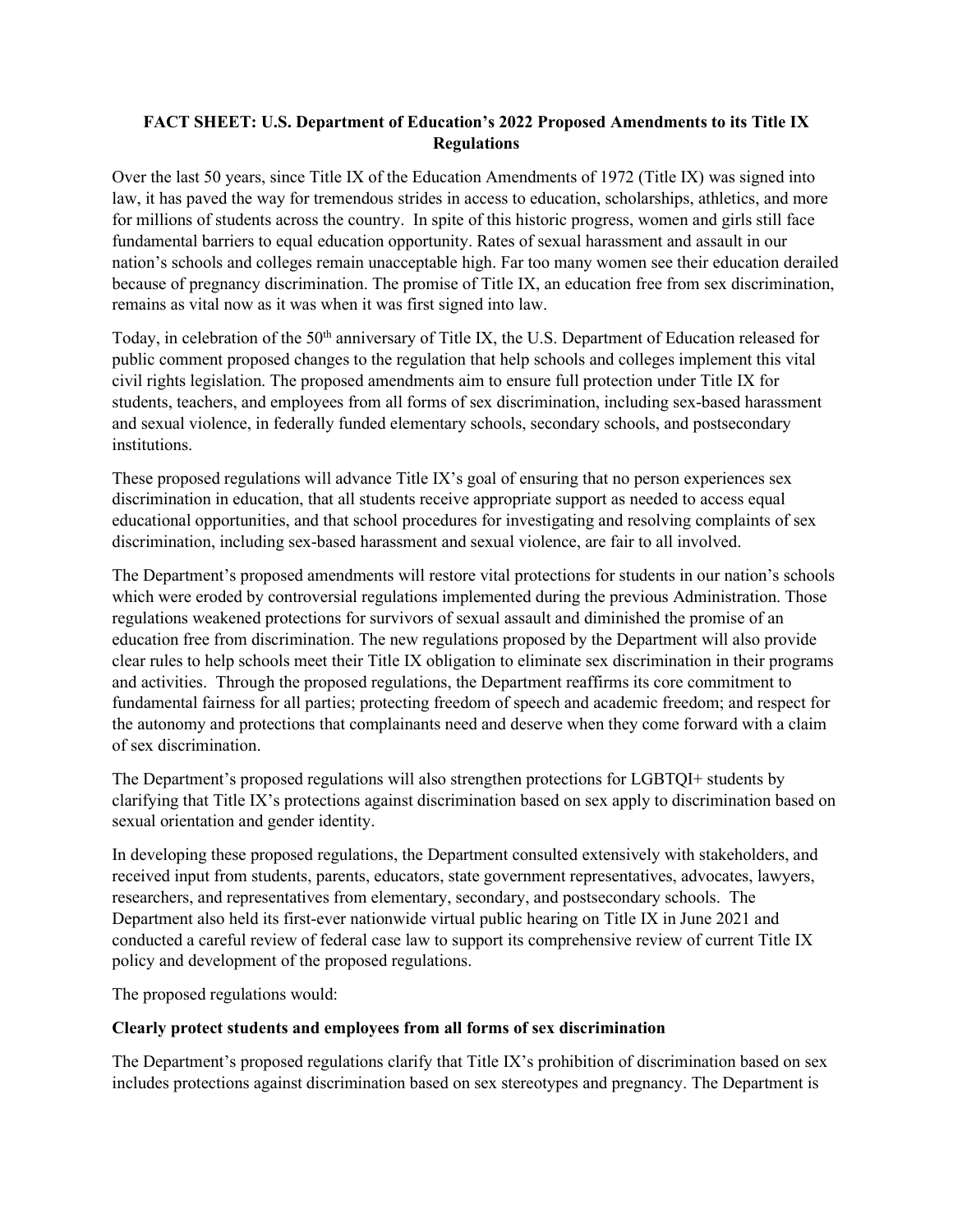# FACT SHEET: U.S. Department of Education's 2022 Proposed Amendments to its Title IX Regulations

Over the last 50 years, since Title IX of the Education Amendments of 1972 (Title IX) was signed into law, it has paved the way for tremendous strides in access to education, scholarships, athletics, and more for millions of students across the country. In spite of this historic progress, women and girls still face fundamental barriers to equal education opportunity. Rates of sexual harassment and assault in our nation's schools and colleges remain unacceptable high. Far too many women see their education derailed because of pregnancy discrimination. The promise of Title IX, an education free from sex discrimination, remains as vital now as it was when it was first signed into law.

Today, in celebration of the 50th anniversary of Title IX, the U.S. Department of Education released for public comment proposed changes to the regulation that help schools and colleges implement this vital civil rights legislation. The proposed amendments aim to ensure full protection under Title IX for students, teachers, and employees from all forms of sex discrimination, including sex-based harassment and sexual violence, in federally funded elementary schools, secondary schools, and postsecondary institutions.

These proposed regulations will advance Title IX's goal of ensuring that no person experiences sex discrimination in education, that all students receive appropriate support as needed to access equal educational opportunities, and that school procedures for investigating and resolving complaints of sex discrimination, including sex-based harassment and sexual violence, are fair to all involved.

The Department's proposed amendments will restore vital protections for students in our nation's schools which were eroded by controversial regulations implemented during the previous Administration. Those regulations weakened protections for survivors of sexual assault and diminished the promise of an education free from discrimination. The new regulations proposed by the Department will also provide clear rules to help schools meet their Title IX obligation to eliminate sex discrimination in their programs and activities. Through the proposed regulations, the Department reaffirms its core commitment to fundamental fairness for all parties; protecting freedom of speech and academic freedom; and respect for the autonomy and protections that complainants need and deserve when they come forward with a claim of sex discrimination.

The Department's proposed regulations will also strengthen protections for LGBTQI+ students by clarifying that Title IX's protections against discrimination based on sex apply to discrimination based on sexual orientation and gender identity.

In developing these proposed regulations, the Department consulted extensively with stakeholders, and received input from students, parents, educators, state government representatives, advocates, lawyers, researchers, and representatives from elementary, secondary, and postsecondary schools. The Department also held its first-ever nationwide virtual public hearing on Title IX in June 2021 and conducted a careful review of federal case law to support its comprehensive review of current Title IX policy and development of the proposed regulations.

The proposed regulations would:

**Clearly protect students and employees from all forms of sex discrimination**

The Department's proposed regulations clarify that Title IX's prohibition of discrimination based on sex includes protections against discrimination based on sex stereotypes and pregnancy. The Department is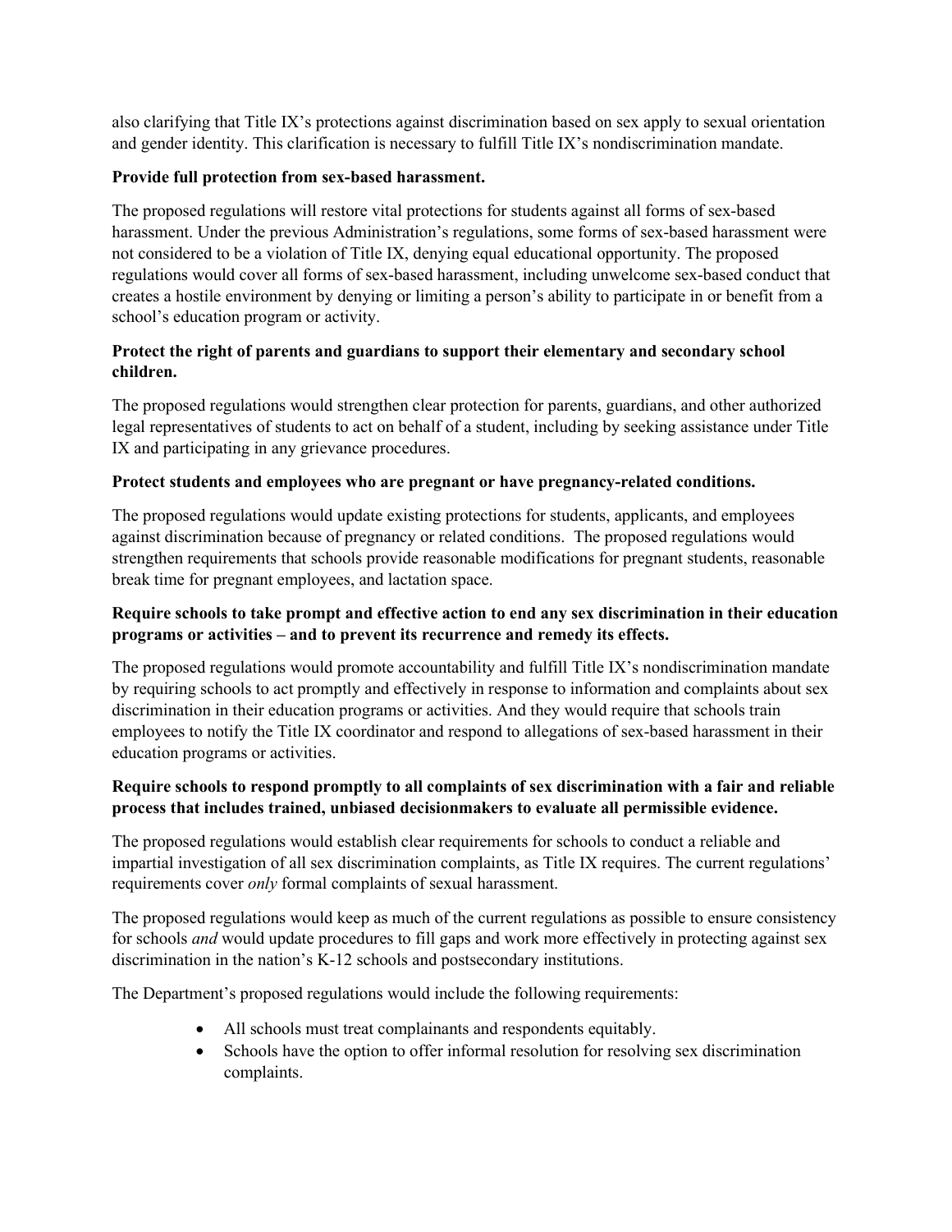also clarifying that Title IX's protections against discrimination based on sex apply to sexual orientation and gender identity. This clarification is necessary to fulfill Title IX's nondiscrimination mandate.

**Provide full protection from sex-based harassment.**

The proposed regulations will restore vital protections for students against all forms of sex-based harassment. Under the previous Administration's regulations, some forms of sex-based harassment were not considered to be a violation of Title IX, denying equal educational opportunity. The proposed regulations would cover all forms of sex-based harassment, including unwelcome sex-based conduct that creates a hostile environment by denying or limiting a person's ability to participate in or benefit from a school's education program or activity.

**Protect the right of parents and guardians to support their elementary and secondary school children.**

The proposed regulations would strengthen clear protection for parents, guardians, and other authorized legal representatives of students to act on behalf of a student, including by seeking assistance under Title IX and participating in any grievance procedures.

**Protect students and employees who are pregnant or have pregnancy-related conditions.**

The proposed regulations would update existing protections for students, applicants, and employees against discrimination because of pregnancy or related conditions. The proposed regulations would strengthen requirements that schools provide reasonable modifications for pregnant students, reasonable break time for pregnant employees, and lactation space.

**Require schools to take prompt and effective action to end any sex discrimination in their education programs or activities – and to prevent its recurrence and remedy its effects.**

The proposed regulations would promote accountability and fulfill Title IX's nondiscrimination mandate by requiring schools to act promptly and effectively in response to information and complaints about sex discrimination in their education programs or activities. And they would require that schools train employees to notify the Title IX coordinator and respond to allegations of sex-based harassment in their education programs or activities.

**Require schools to respond promptly to all complaints of sex discrimination with a fair and reliable process that includes trained, unbiased decisionmakers to evaluate all permissible evidence.**

The proposed regulations would establish clear requirements for schools to conduct a reliable and impartial investigation of all sex discrimination complaints, as Title IX requires. The current regulations' requirements cover *only* formal complaints of sexual harassment.

The proposed regulations would keep as much of the current regulations as possible to ensure consistency for schools *and* would update procedures to fill gaps and work more effectively in protecting against sex discrimination in the nation's K-12 schools and postsecondary institutions.

The Department's proposed regulations would include the following requirements:

- All schools must treat complainants and respondents equitably.
- Schools have the option to offer informal resolution for resolving sex discrimination complaints.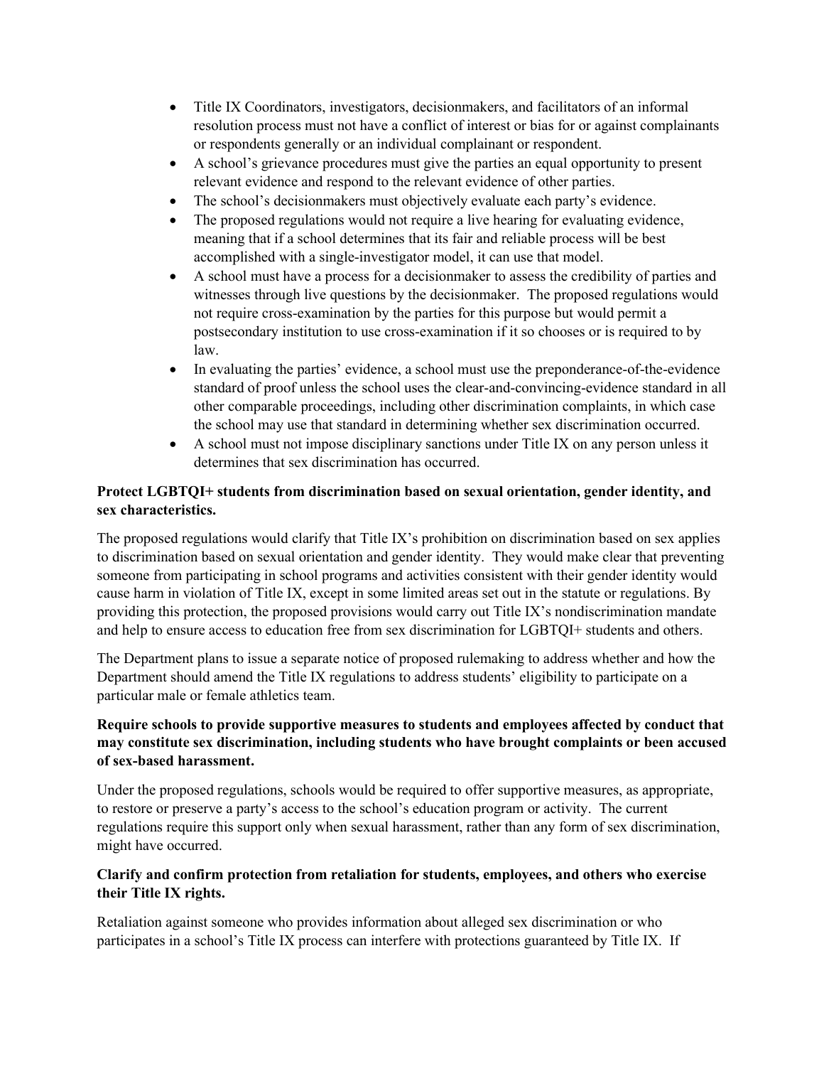- Title IX Coordinators, investigators, decisionmakers, and facilitators of an informal resolution process must not have a conflict of interest or bias for or against complainants or respondents generally or an individual complainant or respondent.
- A school's grievance procedures must give the parties an equal opportunity to present relevant evidence and respond to the relevant evidence of other parties.
- The school's decisionmakers must objectively evaluate each party's evidence.
- The proposed regulations would not require a live hearing for evaluating evidence, meaning that if a school determines that its fair and reliable process will be best accomplished with a single-investigator model, it can use that model.
- A school must have a process for a decisionmaker to assess the credibility of parties and witnesses through live questions by the decisionmaker. The proposed regulations would not require cross-examination by the parties for this purpose but would permit a postsecondary institution to use cross-examination if it so chooses or is required to by law.
- In evaluating the parties' evidence, a school must use the preponderance-of-the-evidence standard of proof unless the school uses the clear-and-convincing-evidence standard in all other comparable proceedings, including other discrimination complaints, in which case the school may use that standard in determining whether sex discrimination occurred.
- A school must not impose disciplinary sanctions under Title IX on any person unless it determines that sex discrimination has occurred.

**Protect LGBTQI+ students from discrimination based on sexual orientation, gender identity, and sex characteristics.**

The proposed regulations would clarify that Title IX's prohibition on discrimination based on sex applies to discrimination based on sexual orientation and gender identity. They would make clear that preventing someone from participating in school programs and activities consistent with their gender identity would cause harm in violation of Title IX, except in some limited areas set out in the statute or regulations. By providing this protection, the proposed provisions would carry out Title IX's nondiscrimination mandate and help to ensure access to education free from sex discrimination for LGBTQI+ students and others.

The Department plans to issue a separate notice of proposed rulemaking to address whether and how the Department should amend the Title IX regulations to address students' eligibility to participate on a particular male or female athletics team.

**Require schools to provide supportive measures to students and employees affected by conduct that may constitute sex discrimination, including students who have brought complaints or been accused of sex-based harassment.**

Under the proposed regulations, schools would be required to offer supportive measures, as appropriate, to restore or preserve a party's access to the school's education program or activity. The current regulations require this support only when sexual harassment, rather than any form of sex discrimination, might have occurred.

**Clarify and confirm protection from retaliation for students, employees, and others who exercise their Title IX rights.**

Retaliation against someone who provides information about alleged sex discrimination or who participates in a school's Title IX process can interfere with protections guaranteed by Title IX. If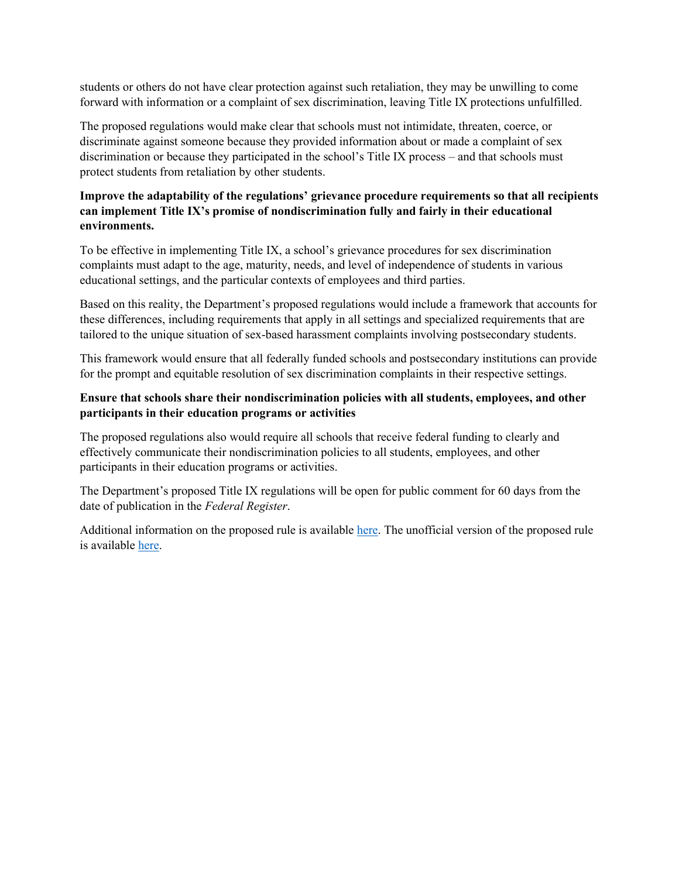students or others do not have clear protection against such retaliation, they may be unwilling to come forward with information or a complaint of sex discrimination, leaving Title IX protections unfulfilled.

The proposed regulations would make clear that schools must not intimidate, threaten, coerce, or discriminate against someone because they provided information about or made a complaint of sex discrimination or because they participated in the school's Title IX process – and that schools must protect students from retaliation by other students.

**Improve the adaptability of the regulations' grievance procedure requirements so that all recipients can implement Title IX's promise of nondiscrimination fully and fairly in their educational environments.**

To be effective in implementing Title IX, a school's grievance procedures for sex discrimination complaints must adapt to the age, maturity, needs, and level of independence of students in various educational settings, and the particular contexts of employees and third parties.

Based on this reality, the Department's proposed regulations would include a framework that accounts for these differences, including requirements that apply in all settings and specialized requirements that are tailored to the unique situation of sex-based harassment complaints involving postsecondary students.

This framework would ensure that all federally funded schools and postsecondary institutions can provide for the prompt and equitable resolution of sex discrimination complaints in their respective settings.

**Ensure that schools share their nondiscrimination policies with all students, employees, and other participants in their education programs or activities**

The proposed regulations also would require all schools that receive federal funding to clearly and effectively communicate their nondiscrimination policies to all students, employees, and other participants in their education programs or activities.

The Department's proposed Title IX regulations will be open for public comment for 60 days from the date of publication in the *Federal Register*.

Additional information on the proposed rule is available here. The unofficial version of the proposed rule is available here.